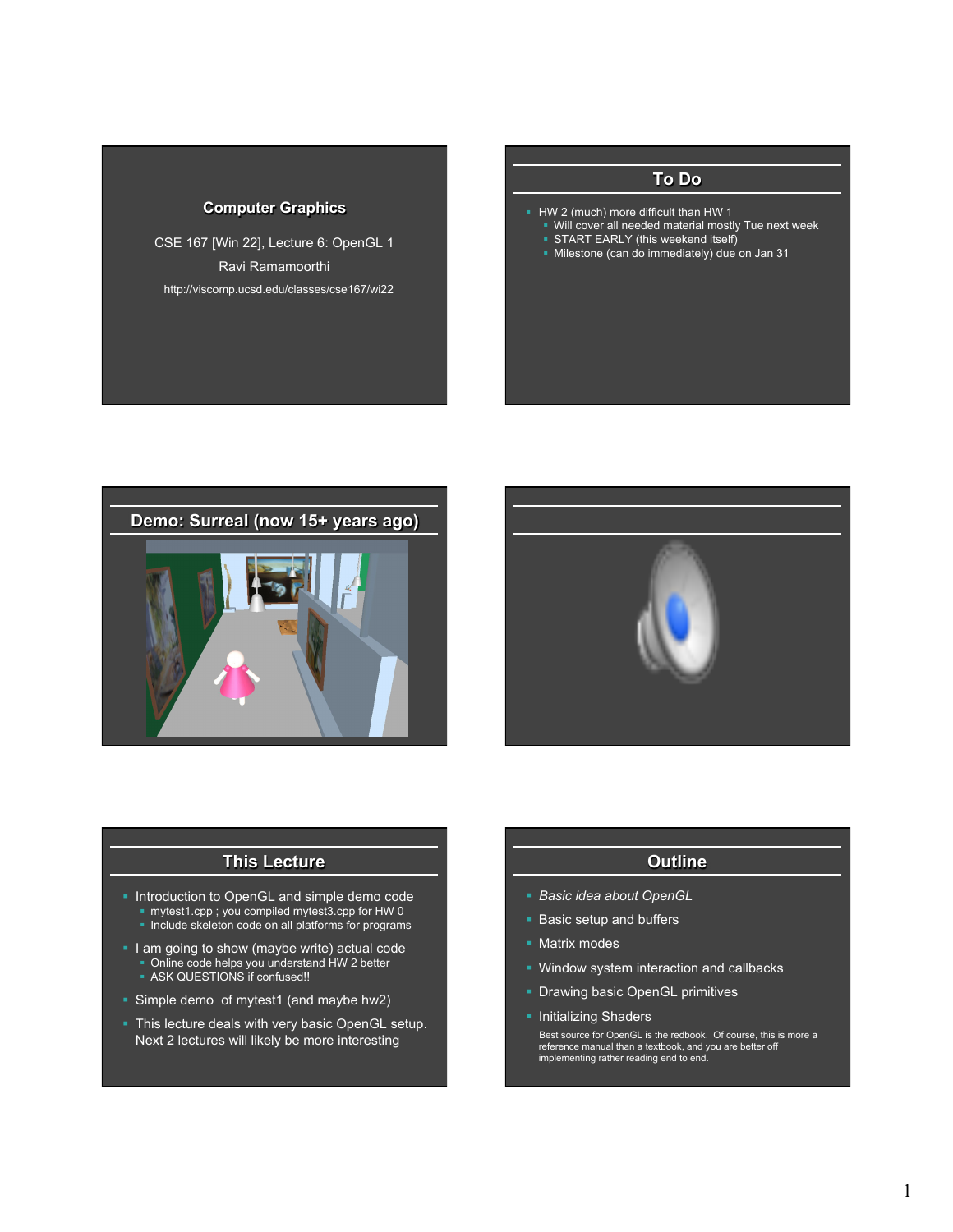## Computer Graphics

CSE 167 [Win 22], Lecture 6: OpenGL 1

Ravi Ramamoorthi

http://viscomp.ucsd.edu/classes/cse167/wi22

## To Do

- HW 2 (much) more difficult than HW 1
  - Will cover all needed material mostly Tue next week
  - START EARLY (this weekend itself)
  - Milestone (can do immediately) due on Jan 31

## Demo: Surreal (now 15+ years ago)

## This Lecture

- Introduction to OpenGL and simple demo code
  - mytest1.cpp ; you compiled mytest3.cpp for HW 0
  - Include skeleton code on all platforms for programs
- I am going to show (maybe write) actual code
  - Online code helps you understand HW 2 better
  - ASK QUESTIONS if confused!!
- Simple demo of mytest1 (and maybe hw2)
- This lecture deals with very basic OpenGL setup. Next 2 lectures will likely be more interesting

## Outline

- *Basic idea about OpenGL*
- Basic setup and buffers
- Matrix modes
- Window system interaction and callbacks
- Drawing basic OpenGL primitives
- Initializing Shaders

Best source for OpenGL is the redbook. Of course, this is more a reference manual than a textbook, and you are better off implementing rather reading end to end.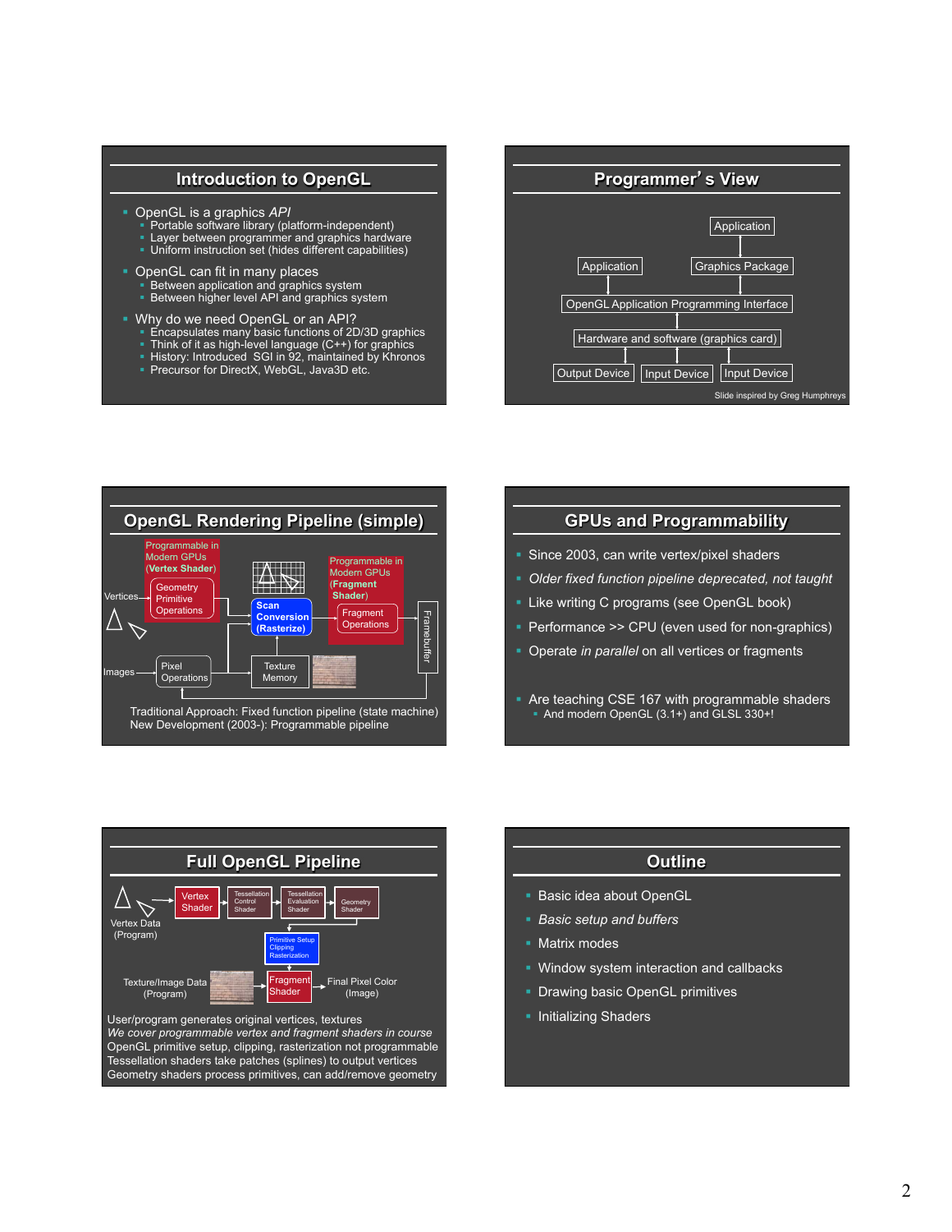## Introduction to OpenGL

- OpenGL is a graphics *API*
  - Portable software library (platform-independent)
  - Layer between programmer and graphics hardware
  - Uniform instruction set (hides different capabilities)
- OpenGL can fit in many places
  - Between application and graphics system
  - Between higher level API and graphics system
- Why do we need OpenGL or an API?
  - Encapsulates many basic functions of 2D/3D graphics
  - Think of it as high-level language (C++) for graphics
  - History: Introduced SGI in 92, maintained by Khronos
  - Precursor for DirectX, WebGL, Java3D etc.

## Programmer's View

Application

Application | Graphics Package

OpenGL Application Programming Interface

Hardware and software (graphics card)

Output Device | Input Device | Input Device

Slide inspired by Greg Humphreys

## OpenGL Rendering Pipeline (simple)

Programmable in Modern GPUs (**Vertex Shader**)

Vertices → Geometry Primitive Operations → **Scan Conversion (Rasterize)** → Fragment Operations → Framebuffer

Programmable in Modern GPUs (**Fragment Shader**)

Images → Pixel Operations → Texture Memory

Traditional Approach: Fixed function pipeline (state machine)
New Development (2003-): Programmable pipeline

## GPUs and Programmability

- Since 2003, can write vertex/pixel shaders
- *Older fixed function pipeline deprecated, not taught*
- Like writing C programs (see OpenGL book)
- Performance >> CPU (even used for non-graphics)
- Operate *in parallel* on all vertices or fragments
- Are teaching CSE 167 with programmable shaders
  - And modern OpenGL (3.1+) and GLSL 330+!

## Full OpenGL Pipeline

Vertex Data (Program) → Vertex Shader → Tessellation Control Shader → Tessellation Evaluation Shader → Geometry Shader → Primitive Setup Clipping Rasterization → Fragment Shader → Final Pixel Color (Image)

Texture/Image Data (Program) → Fragment Shader

User/program generates original vertices, textures
*We cover programmable vertex and fragment shaders in course*
OpenGL primitive setup, clipping, rasterization not programmable
Tessellation shaders take patches (splines) to output vertices
Geometry shaders process primitives, can add/remove geometry

## Outline

- Basic idea about OpenGL
- *Basic setup and buffers*
- Matrix modes
- Window system interaction and callbacks
- Drawing basic OpenGL primitives
- Initializing Shaders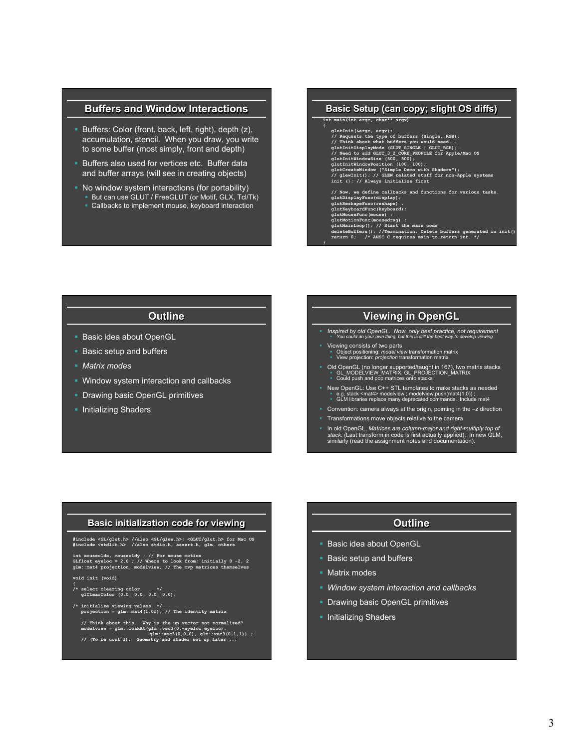## Buffers and Window Interactions

- Buffers: Color (front, back, left, right), depth (z), accumulation, stencil. When you draw, you write to some buffer (most simply, front and depth)
- Buffers also used for vertices etc. Buffer data and buffer arrays (will see in creating objects)
- No window system interactions (for portability)
  - But can use GLUT / FreeGLUT (or Motif, GLX, Tcl/Tk)
  - Callbacks to implement mouse, keyboard interaction

## Basic Setup (can copy; slight OS diffs)

```
int main(int argc, char** argv)
{
   glutInit(&argc, argv);
   // Requests the type of buffers (Single, RGB).
   // Think about what buffers you would need...
   glutInitDisplayMode (GLUT_SINGLE | GLUT_RGB);
   // Need to add GLUT_3_2_CORE_PROFILE for Apple/Mac OS
   glutInitWindowSize (500, 500);
   glutInitWindowPosition (100, 100);
   glutCreateWindow ("Simple Demo with Shaders");
   // glewInit(); // GLEW related stuff for non-Apple systems
   init (); // Always initialize first

   // Now, we define callbacks and functions for various tasks.
   glutDisplayFunc(display);
   glutReshapeFunc(reshape) ;
   glutKeyboardFunc(keyboard);
   glutMouseFunc(mouse) ;
   glutMotionFunc(mousedrag) ;
   glutMainLoop(); // Start the main code
   deleteBuffers(); //Termination. Delete buffers generated in init()
   return 0;   /* ANSI C requires main to return int. */
}
```

## Outline

- Basic idea about OpenGL
- Basic setup and buffers
- *Matrix modes*
- Window system interaction and callbacks
- Drawing basic OpenGL primitives
- Initializing Shaders

## Viewing in OpenGL

- *Inspired by old OpenGL. Now, only best practice, not requirement*
  - *You could do your own thing, but this is still the best way to develop viewing*
- Viewing consists of two parts
  - Object positioning: *model view* transformation matrix
  - View projection: *projection* transformation matrix
- Old OpenGL (no longer supported/taught in 167), two matrix stacks
  - GL_MODELVIEW_MATRIX, GL_PROJECTION_MATRIX
  - Could push and pop matrices onto stacks
- New OpenGL: Use C++ STL templates to make stacks as needed
  - e.g. stack <mat4> modelview ; modelview.push(mat4(1.0)) ;
  - GLM libraries replace many deprecated commands. Include mat4
- Convention: camera always at the origin, pointing in the $-z$ direction
- Transformations move objects relative to the camera
- In old OpenGL, *Matrices are column-major and right-multiply top of stack.* (Last transform in code is first actually applied). In new GLM, similarly (read the assignment notes and documentation).

## Basic initialization code for viewing

```
#include <GL/glut.h> //also <GL/glew.h>; <GLUT/glut.h> for Mac OS
#include <stdlib.h>  //also stdio.h, assert.h, glm, others

int mouseoldx, mouseoldy ; // For mouse motion
GLfloat eyeloc = 2.0 ; // Where to look from; initially 0 -2, 2
glm::mat4 projection, modelview; // The mvp matrices themselves

void init (void)
{
/* select clearing color     */
   glClearColor (0.0, 0.0, 0.0, 0.0);

/* initialize viewing values  */
   projection = glm::mat4(1.0f); // The identity matrix

   // Think about this.  Why is the up vector not normalized?
   modelview = glm::lookAt(glm::vec3(0,-eyeloc,eyeloc),
                           glm::vec3(0,0,0), glm::vec3(0,1,1)) ;
   // (To be cont'd).  Geometry and shader set up later ...
```

## Outline

- Basic idea about OpenGL
- Basic setup and buffers
- Matrix modes
- *Window system interaction and callbacks*
- Drawing basic OpenGL primitives
- Initializing Shaders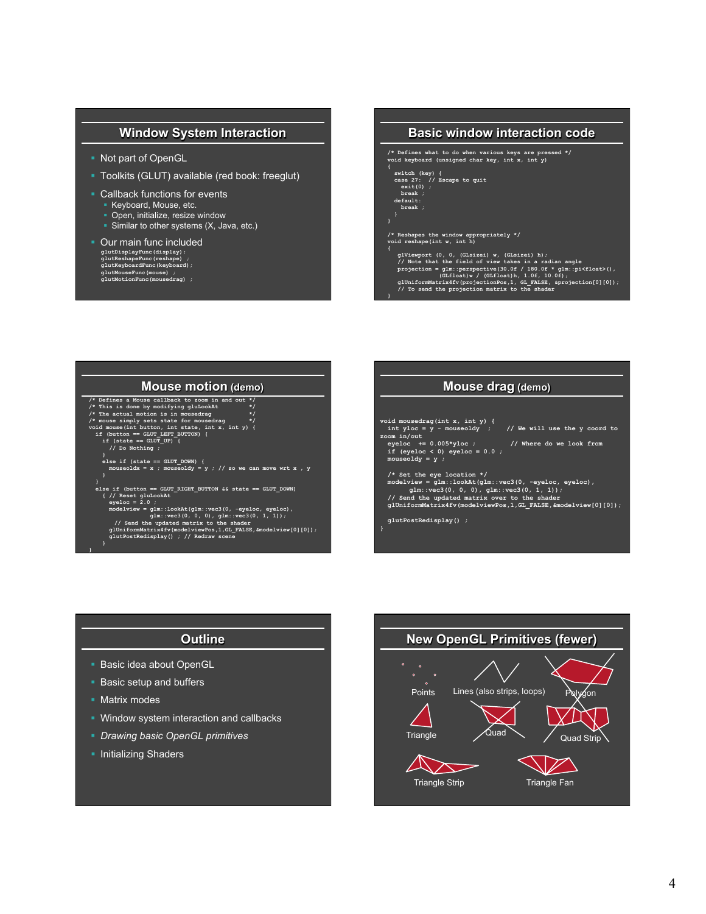## Window System Interaction

- Not part of OpenGL
- Toolkits (GLUT) available (red book: freeglut)
- Callback functions for events
  - Keyboard, Mouse, etc.
  - Open, initialize, resize window
  - Similar to other systems (X, Java, etc.)
- Our main func included

```
glutDisplayFunc(display);
glutReshapeFunc(reshape) ;
glutKeyboardFunc(keyboard);
glutMouseFunc(mouse) ;
glutMotionFunc(mousedrag) ;
```

## Basic window interaction code

```
/* Defines what to do when various keys are pressed */
void keyboard (unsigned char key, int x, int y)
{
   switch (key) {
   case 27:  // Escape to quit
     exit(0) ;
     break ;
   default:
     break ;
   }
}

/* Reshapes the window appropriately */
void reshape(int w, int h)
{
    glViewport (0, 0, (GLsizei) w, (GLsizei) h);
    // Note that the field of view takes in a radian angle
    projection = glm::perspective(30.0f / 180.0f * glm::pi<float>(),
              (GLfloat)w / (GLfloat)h, 1.0f, 10.0f);
    glUniformMatrix4fv(projectionPos,1, GL_FALSE, &projection[0][0]);
    // To send the projection matrix to the shader
}
```

## Mouse motion (demo)

```
/* Defines a Mouse callback to zoom in and out */
/* This is done by modifying gluLookAt         */
/* The actual motion is in mousedrag           */
/* mouse simply sets state for mousedrag       */
void mouse(int button, int state, int x, int y) {
  if (button == GLUT_LEFT_BUTTON) {
    if (state == GLUT_UP) {
      // Do Nothing ;
    }
    else if (state == GLUT_DOWN) {
      mouseoldx = x ; mouseoldy = y ; // so we can move wrt x , y
    }
  }
  else if (button == GLUT_RIGHT_BUTTON && state == GLUT_DOWN)
    { // Reset gluLookAt
      eyeloc = 2.0 ;
      modelview = glm::lookAt(glm::vec3(0, -eyeloc, eyeloc),
                glm::vec3(0, 0, 0), glm::vec3(0, 1, 1));
        // Send the updated matrix to the shader
      glUniformMatrix4fv(modelviewPos,1,GL_FALSE,&modelview[0][0]);
      glutPostRedisplay() ; // Redraw scene
    }
}
```

## Mouse drag (demo)

```
void mousedrag(int x, int y) {
  int yloc = y - mouseoldy  ;    // We will use the y coord to
zoom in/out
  eyeloc  += 0.005*yloc ;         // Where do we look from
  if (eyeloc < 0) eyeloc = 0.0 ;
  mouseoldy = y ;

  /* Set the eye location */
  modelview = glm::lookAt(glm::vec3(0, -eyeloc, eyeloc),
       glm::vec3(0, 0, 0), glm::vec3(0, 1, 1));
  // Send the updated matrix over to the shader
  glUniformMatrix4fv(modelviewPos,1,GL_FALSE,&modelview[0][0]);

  glutPostRedisplay() ;
}
```

## Outline

- Basic idea about OpenGL
- Basic setup and buffers
- Matrix modes
- Window system interaction and callbacks
- *Drawing basic OpenGL primitives*
- Initializing Shaders

## New OpenGL Primitives (fewer)

Points, Lines (also strips, loops), Polygon, Triangle, Quad, Quad Strip, Triangle Strip, Triangle Fan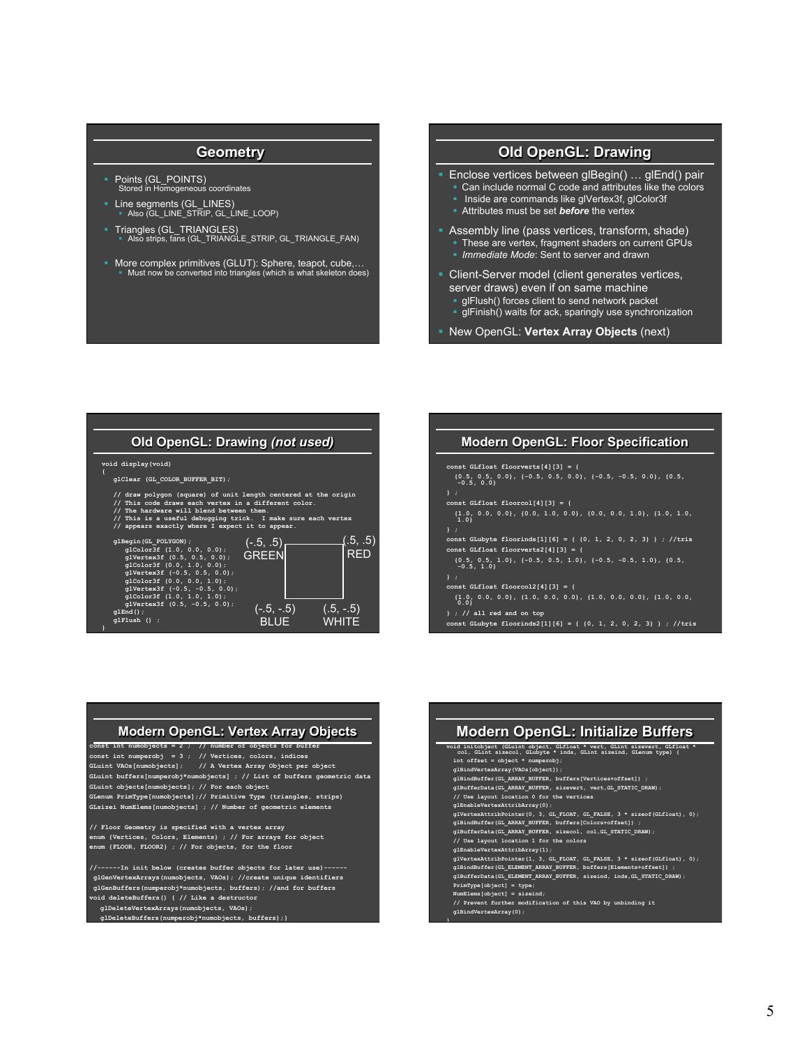## Geometry

- Points (GL_POINTS)
  Stored in Homogeneous coordinates
- Line segments (GL_LINES)
  - Also (GL_LINE_STRIP, GL_LINE_LOOP)
- Triangles (GL_TRIANGLES)
  - Also strips, fans (GL_TRIANGLE_STRIP, GL_TRIANGLE_FAN)
- More complex primitives (GLUT): Sphere, teapot, cube,…
  - Must now be converted into triangles (which is what skeleton does)

## Old OpenGL: Drawing

- Enclose vertices between glBegin() … glEnd() pair
  - Can include normal C code and attributes like the colors
  - Inside are commands like glVertex3f, glColor3f
  - Attributes must be set ***before*** the vertex
- Assembly line (pass vertices, transform, shade)
  - These are vertex, fragment shaders on current GPUs
  - *Immediate Mode*: Sent to server and drawn
- Client-Server model (client generates vertices, server draws) even if on same machine
  - glFlush() forces client to send network packet
  - glFinish() waits for ack, sparingly use synchronization
- New OpenGL: **Vertex Array Objects** (next)

## Old OpenGL: Drawing *(not used)*

```
void display(void)
{
    glClear (GL_COLOR_BUFFER_BIT);

    // draw polygon (square) of unit length centered at the origin
    // This code draws each vertex in a different color.
    // The hardware will blend between them.
    // This is a useful debugging trick.  I make sure each vertex
    // appears exactly where I expect it to appear.

    glBegin(GL_POLYGON);
       glColor3f (1.0, 0.0, 0.0);
       glVertex3f (0.5, 0.5, 0.0);
       glColor3f (0.0, 1.0, 0.0);
       glVertex3f (-0.5, 0.5, 0.0);
       glColor3f (0.0, 0.0, 1.0);
       glVertex3f (-0.5, -0.5, 0.0);
       glColor3f (1.0, 1.0, 1.0);
       glVertex3f (0.5, -0.5, 0.0);
    glEnd();
    glFlush () ;
}
```

(-.5, .5) GREEN — (.5, .5) RED — (-.5, -.5) BLUE — (.5, -.5) WHITE

## Modern OpenGL: Floor Specification

```
const GLfloat floorverts[4][3] = {
  {0.5, 0.5, 0.0}, {-0.5, 0.5, 0.0}, {-0.5, -0.5, 0.0}, {0.5,
  -0.5, 0.0}
} ;
const GLfloat floorcol[4][3] = {
  {1.0, 0.0, 0.0}, {0.0, 1.0, 0.0}, {0.0, 0.0, 1.0}, {1.0, 1.0,
  1.0}
} ;
const GLubyte floorinds[1][6] = { {0, 1, 2, 0, 2, 3} } ; //tris
const GLfloat floorverts2[4][3] = {
  {0.5, 0.5, 1.0}, {-0.5, 0.5, 1.0}, {-0.5, -0.5, 1.0}, {0.5,
  -0.5, 1.0}
} ;
const GLfloat floorcol2[4][3] = {
  {1.0, 0.0, 0.0}, {1.0, 0.0, 0.0}, {1.0, 0.0, 0.0}, {1.0, 0.0,
  0.0}
} ; // all red and on top
const GLubyte floorinds2[1][6] = { {0, 1, 2, 0, 2, 3} } ; //tris
```

## Modern OpenGL: Vertex Array Objects

```
const int numobjects = 2 ;  // number of objects for buffer
const int numperobj  = 3 ;  // Vertices, colors, indices
GLuint VAOs[numobjects];    // A Vertex Array Object per object
GLuint buffers[numperobj*numobjects] ; // List of buffers geometric data
GLuint objects[numobjects]; // For each object
GLenum PrimType[numobjects];// Primitive Type (triangles, strips)
GLsizei NumElems[numobjects] ; // Number of geometric elements

// Floor Geometry is specified with a vertex array
enum {Vertices, Colors, Elements} ; // For arrays for object
enum {FLOOR, FLOOR2} ; // For objects, for the floor

//------In init below (creates buffer objects for later use)------
 glGenVertexArrays(numobjects, VAOs); //create unique identifiers
 glGenBuffers(numperobj*numobjects, buffers); //and for buffers
void deleteBuffers() { // Like a destructor
   glDeleteVertexArrays(numobjects, VAOs);
   glDeleteBuffers(numperobj*numobjects, buffers);}
```

## Modern OpenGL: Initialize Buffers

```
void initobject (GLuint object, GLfloat * vert, GLint sizevert, GLfloat *
   col, GLint sizecol, GLubyte * inds, GLint sizeind, GLenum type) {
   int offset = object * numperobj;
   glBindVertexArray(VAOs[object]);
   glBindBuffer(GL_ARRAY_BUFFER, buffers[Vertices+offset]) ;
   glBufferData(GL_ARRAY_BUFFER, sizevert, vert,GL_STATIC_DRAW);
   // Use layout location 0 for the vertices
   glEnableVertexAttribArray(0);
   glVertexAttribPointer(0, 3, GL_FLOAT, GL_FALSE, 3 * sizeof(GLfloat), 0);
   glBindBuffer(GL_ARRAY_BUFFER, buffers[Colors+offset]) ;
   glBufferData(GL_ARRAY_BUFFER, sizecol, col,GL_STATIC_DRAW);
   // Use layout location 1 for the colors
   glEnableVertexAttribArray(1);
   glVertexAttribPointer(1, 3, GL_FLOAT, GL_FALSE, 3 * sizeof(GLfloat), 0);
   glBindBuffer(GL_ELEMENT_ARRAY_BUFFER, buffers[Elements+offset]) ;
   glBufferData(GL_ELEMENT_ARRAY_BUFFER, sizeind, inds,GL_STATIC_DRAW);
   PrimType[object] = type;
   NumElems[object] = sizeind;
   // Prevent further modification of this VAO by unbinding it
   glBindVertexArray(0);
}
```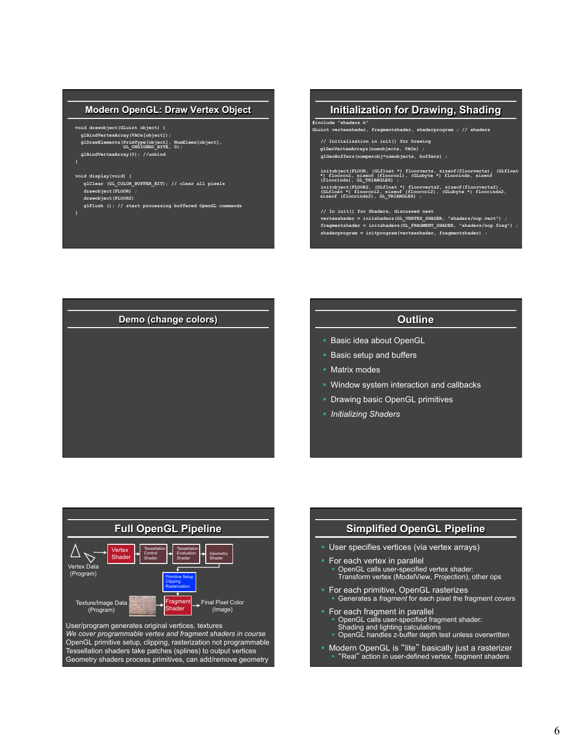## Modern OpenGL: Draw Vertex Object

```
void drawobject(GLuint object) {
  glBindVertexArray(VAOs[object]);
  glDrawElements(PrimType[object], NumElems[object],
                 GL_UNSIGNED_BYTE, 0);
  glBindVertexArray(0); //unbind
}

void display(void) {
   glClear (GL_COLOR_BUFFER_BIT); // clear all pixels
   drawobject(FLOOR) ;
   drawobject(FLOOR2)
   glFlush (); // start processing buffered OpenGL commands
}
```

## Initialization for Drawing, Shading

```
#include "shaders.h"
GLuint vertexshader, fragmentshader, shaderprogram ; // shaders

   // Initialization in init() for Drawing
   glGenVertexArrays(numobjects, VAOs) ;
   glGenBuffers(numperobj*numobjects, buffers) ;

   initobject(FLOOR, (GLfloat *) floorverts, sizeof(floorverts), (GLfloat
   *) floorcol, sizeof (floorcol), (GLubyte *) floorinds, sizeof
   (floorinds), GL_TRIANGLES) ;
   initobject(FLOOR2, (GLfloat *) floorverts2, sizeof(floorverts2),
   (GLfloat *) floorcol2, sizeof (floorcol2), (GLubyte *) floorinds2,
   sizeof (floorinds2), GL_TRIANGLES) ;

   // In init() for Shaders, discussed next
   vertexshader = initshaders(GL_VERTEX_SHADER, "shaders/nop.vert") ;
   fragmentshader = initshaders(GL_FRAGMENT_SHADER, "shaders/nop.frag") ;
   shaderprogram = initprogram(vertexshader, fragmentshader) ;
```

## Demo (change colors)

## Outline

- Basic idea about OpenGL
- Basic setup and buffers
- Matrix modes
- Window system interaction and callbacks
- Drawing basic OpenGL primitives
- *Initializing Shaders*

## Full OpenGL Pipeline

Vertex Data (Program) → Vertex Shader → Tessellation Control Shader → Tessellation Evaluation Shader → Geometry Shader → Primitive Setup, Clipping, Rasterization → Fragment Shader → Final Pixel Color (Image)

Texture/Image Data (Program) → Fragment Shader

User/program generates original vertices, textures
*We cover programmable vertex and fragment shaders in course*
OpenGL primitive setup, clipping, rasterization not programmable
Tessellation shaders take patches (splines) to output vertices
Geometry shaders process primitives, can add/remove geometry

## Simplified OpenGL Pipeline

- User specifies vertices (via vertex arrays)
- For each vertex in parallel
  - OpenGL calls user-specified vertex shader: Transform vertex (ModelView, Projection), other ops
- For each primitive, OpenGL rasterizes
  - Generates a *fragment* for each pixel the fragment covers
- For each fragment in parallel
  - OpenGL calls user-specified fragment shader: Shading and lighting calculations
  - OpenGL handles z-buffer depth test unless overwritten
- Modern OpenGL is "lite" basically just a rasterizer
  - "Real" action in user-defined vertex, fragment shaders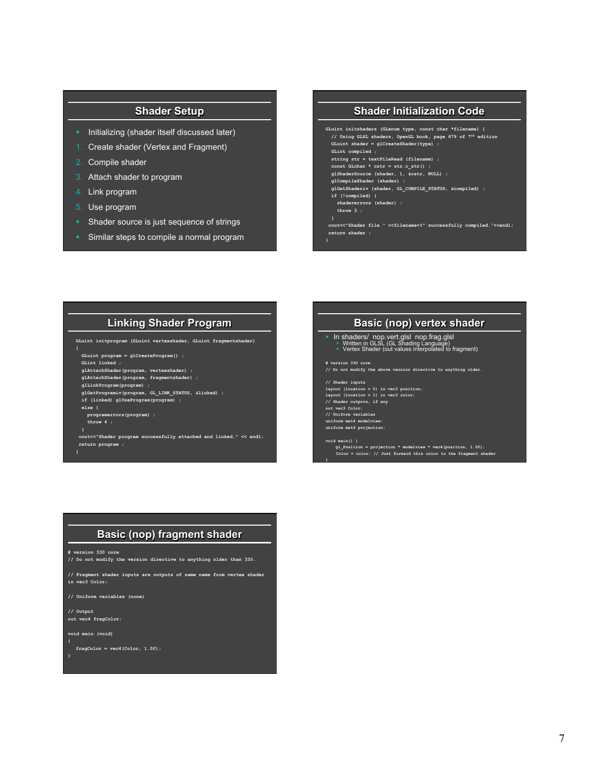## Shader Setup

- Initializing (shader itself discussed later)
  1. Create shader (Vertex and Fragment)
  2. Compile shader
  3. Attach shader to program
  4. Link program
  5. Use program
- Shader source is just sequence of strings
- Similar steps to compile a normal program

## Shader Initialization Code

```
GLuint initshaders (GLenum type, const char *filename) {
  // Using GLSL shaders, OpenGL book, page 679 of 7th edition
  GLuint shader = glCreateShader(type) ;
  GLint compiled ;
  string str = textFileRead (filename) ;
  const GLchar * cstr = str.c_str() ;
  glShaderSource (shader, 1, &cstr, NULL) ;
  glCompileShader (shader) ;
  glGetShaderiv (shader, GL_COMPILE_STATUS, &compiled) ;
  if (!compiled) {
    shadererrors (shader) ;
    throw 3 ;
  }
 cout<<"Shader file " <<filename<<" successfully compiled."<<endl;
 return shader ;
}
```

## Linking Shader Program

```
GLuint initprogram (GLuint vertexshader, GLuint fragmentshader)
{
  GLuint program = glCreateProgram() ;
  GLint linked ;
  glAttachShader(program, vertexshader) ;
  glAttachShader(program, fragmentshader) ;
  glLinkProgram(program) ;
  glGetProgramiv(program, GL_LINK_STATUS, &linked) ;
  if (linked) glUseProgram(program) ;
  else {
    programerrors(program) ;
    throw 4 ;
  }
 cout<<"Shader program successfully attached and linked." << endl;
 return program ;
}
```

## Basic (nop) vertex shader

- In shaders/ nop.vert.glsl nop.frag.glsl
  - Written in GLSL (GL Shading Language)
  - Vertex Shader (out values interpolated to fragment)

```
# version 330 core
// Do not modify the above version directive to anything older.

// Shader inputs
layout (location = 0) in vec3 position;
layout (location = 1) in vec3 color;
// Shader outputs, if any
out vec3 Color;
// Uniform variables
uniform mat4 modelview;
uniform mat4 projection;

void main() {
    gl_Position = projection * modelview * vec4(position, 1.0f);
    Color = color; // Just forward this color to the fragment shader
}
```

## Basic (nop) fragment shader

```
# version 330 core
// Do not modify the version directive to anything older than 330.

// Fragment shader inputs are outputs of same name from vertex shader
in vec3 Color;

// Uniform variables (none)

// Output
out vec4 fragColor;

void main (void)
{
    fragColor = vec4(Color, 1.0f);
}
```